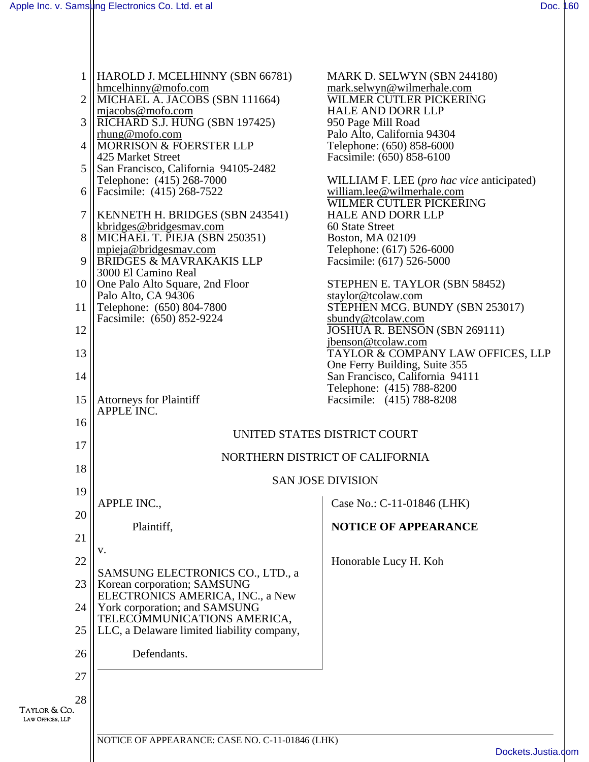HAROLD J. MCELHINNY (SBN 66781)
hmcelhinny@mofo.com
MICHAEL A. JACOBS (SBN 111664)
mjacobs@mofo.com
RICHARD S.J. HUNG (SBN 197425)
rhung@mofo.com
MORRISON & FOERSTER LLP
425 Market Street
San Francisco, California 94105-2482
Telephone: (415) 268-7000
Facsimile: (415) 268-7522

KENNETH H. BRIDGES (SBN 243541)
kbridges@bridgesmav.com
MICHAEL T. PIEJA (SBN 250351)
mpieja@bridgesmav.com
BRIDGES & MAVRAKAKIS LLP
3000 El Camino Real
One Palo Alto Square, 2nd Floor
Palo Alto, CA 94306
Telephone: (650) 804-7800
Facsimile: (650) 852-9224

MARK D. SELWYN (SBN 244180)
mark.selwyn@wilmerhale.com
WILMER CUTLER PICKERING
HALE AND DORR LLP
950 Page Mill Road
Palo Alto, California 94304
Telephone: (650) 858-6000
Facsimile: (650) 858-6100

WILLIAM F. LEE (*pro hac vice* anticipated)
william.lee@wilmerhale.com
WILMER CUTLER PICKERING
HALE AND DORR LLP
60 State Street
Boston, MA 02109
Telephone: (617) 526-6000
Facsimile: (617) 526-5000

STEPHEN E. TAYLOR (SBN 58452)
staylor@tcolaw.com
STEPHEN MCG. BUNDY (SBN 253017)
sbundy@tcolaw.com
JOSHUA R. BENSON (SBN 269111)
jbenson@tcolaw.com
TAYLOR & COMPANY LAW OFFICES, LLP
One Ferry Building, Suite 355
San Francisco, California 94111
Telephone: (415) 788-8200
Facsimile: (415) 788-8208

Attorneys for Plaintiff
APPLE INC.

UNITED STATES DISTRICT COURT

NORTHERN DISTRICT OF CALIFORNIA

SAN JOSE DIVISION

| | |
|---|---|
| APPLE INC.,<br><br>Plaintiff,<br><br>v.<br><br>SAMSUNG ELECTRONICS CO., LTD., a Korean corporation; SAMSUNG ELECTRONICS AMERICA, INC., a New York corporation; and SAMSUNG TELECOMMUNICATIONS AMERICA, LLC, a Delaware limited liability company,<br><br>Defendants. | Case No.: C-11-01846 (LHK)<br><br>**NOTICE OF APPEARANCE**<br><br>Honorable Lucy H. Koh |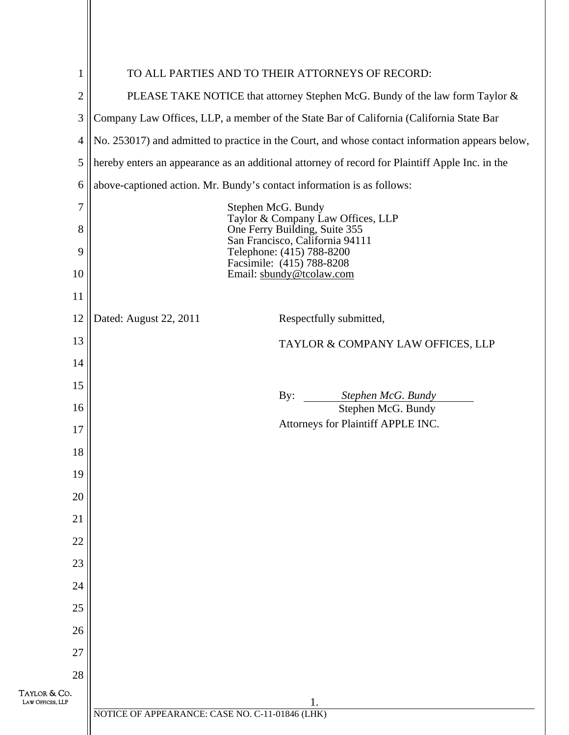TO ALL PARTIES AND TO THEIR ATTORNEYS OF RECORD:

PLEASE TAKE NOTICE that attorney Stephen McG. Bundy of the law form Taylor & Company Law Offices, LLP, a member of the State Bar of California (California State Bar No. 253017) and admitted to practice in the Court, and whose contact information appears below, hereby enters an appearance as an additional attorney of record for Plaintiff Apple Inc. in the above-captioned action. Mr. Bundy's contact information is as follows:

Stephen McG. Bundy
Taylor & Company Law Offices, LLP
One Ferry Building, Suite 355
San Francisco, California 94111
Telephone: (415) 788-8200
Facsimile: (415) 788-8208
Email: sbundy@tcolaw.com

Dated: August 22, 2011

Respectfully submitted,

TAYLOR & COMPANY LAW OFFICES, LLP

By: *Stephen McG. Bundy*
Stephen McG. Bundy
Attorneys for Plaintiff APPLE INC.

NOTICE OF APPEARANCE: CASE NO. C-11-01846 (LHK)